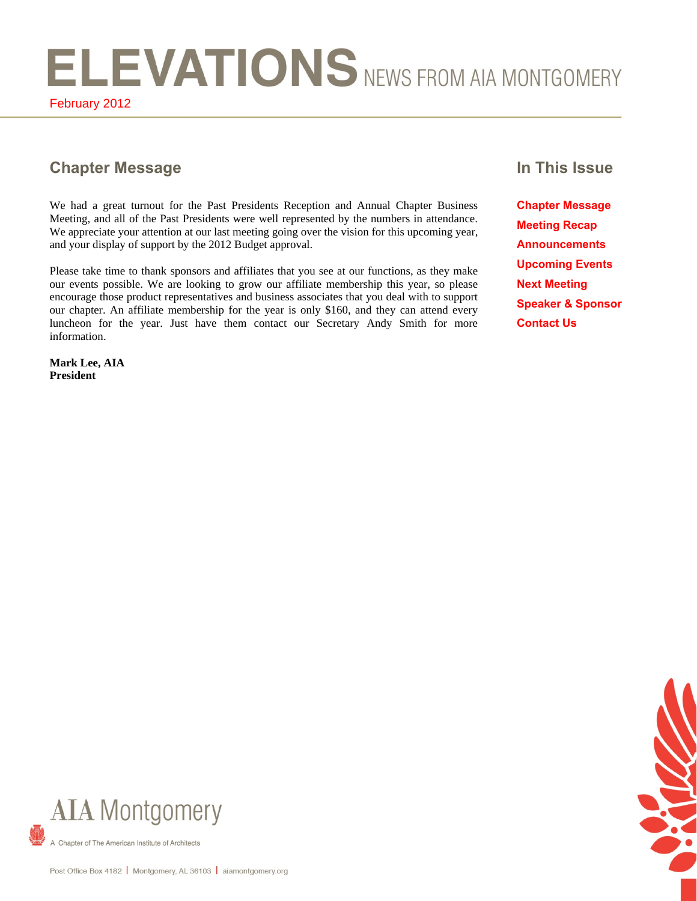# ELEVATIONS NEWS FROM AIA MONTGOMERY

February 2012

## Chapter Message

We had a great turnout for the Past Presidents Reception and Annual Chapter Business Meeting, and all of the Past Presidents were well represented by the numbers in attendance. We appreciate your attention at our last meeting going over the vision for this upcoming year, and your display of support by the 2012 Budget approval.

Please take time to thank sponsors and affiliates that you see at our functions, as they make our events possible. We are looking to grow our affiliate membership this year, so please encourage those product representatives and business associates that you deal with to support our chapter. An affiliate membership for the year is only $160, and they can attend every luncheon for the year. Just have them contact our Secretary Andy Smith for more information.

**Mark Lee, AIA**
**President**

## In This Issue

- Chapter Message
- Meeting Recap
- Announcements
- Upcoming Events
- Next Meeting
- Speaker & Sponsor
- Contact Us

AIA Montgomery

A Chapter of The American Institute of Architects

Post Office Box 4182 | Montgomery, AL 36103 | aiamontgomery.org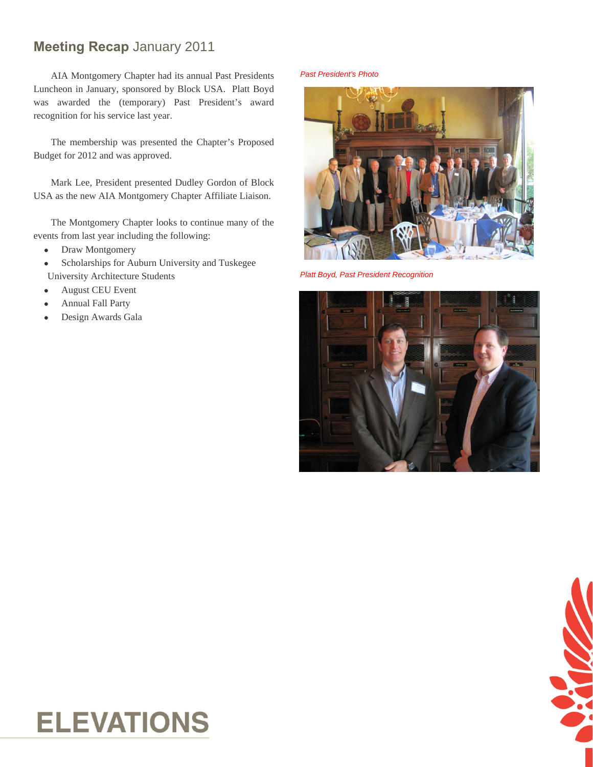## **Meeting Recap** January 2011

AIA Montgomery Chapter had its annual Past Presidents Luncheon in January, sponsored by Block USA. Platt Boyd was awarded the (temporary) Past President's award recognition for his service last year.

The membership was presented the Chapter's Proposed Budget for 2012 and was approved.

Mark Lee, President presented Dudley Gordon of Block USA as the new AIA Montgomery Chapter Affiliate Liaison.

The Montgomery Chapter looks to continue many of the events from last year including the following:

- Draw Montgomery
- Scholarships for Auburn University and Tuskegee University Architecture Students
- August CEU Event
- Annual Fall Party
- Design Awards Gala

*Past President's Photo*

*Platt Boyd, Past President Recognition*

ELEVATIONS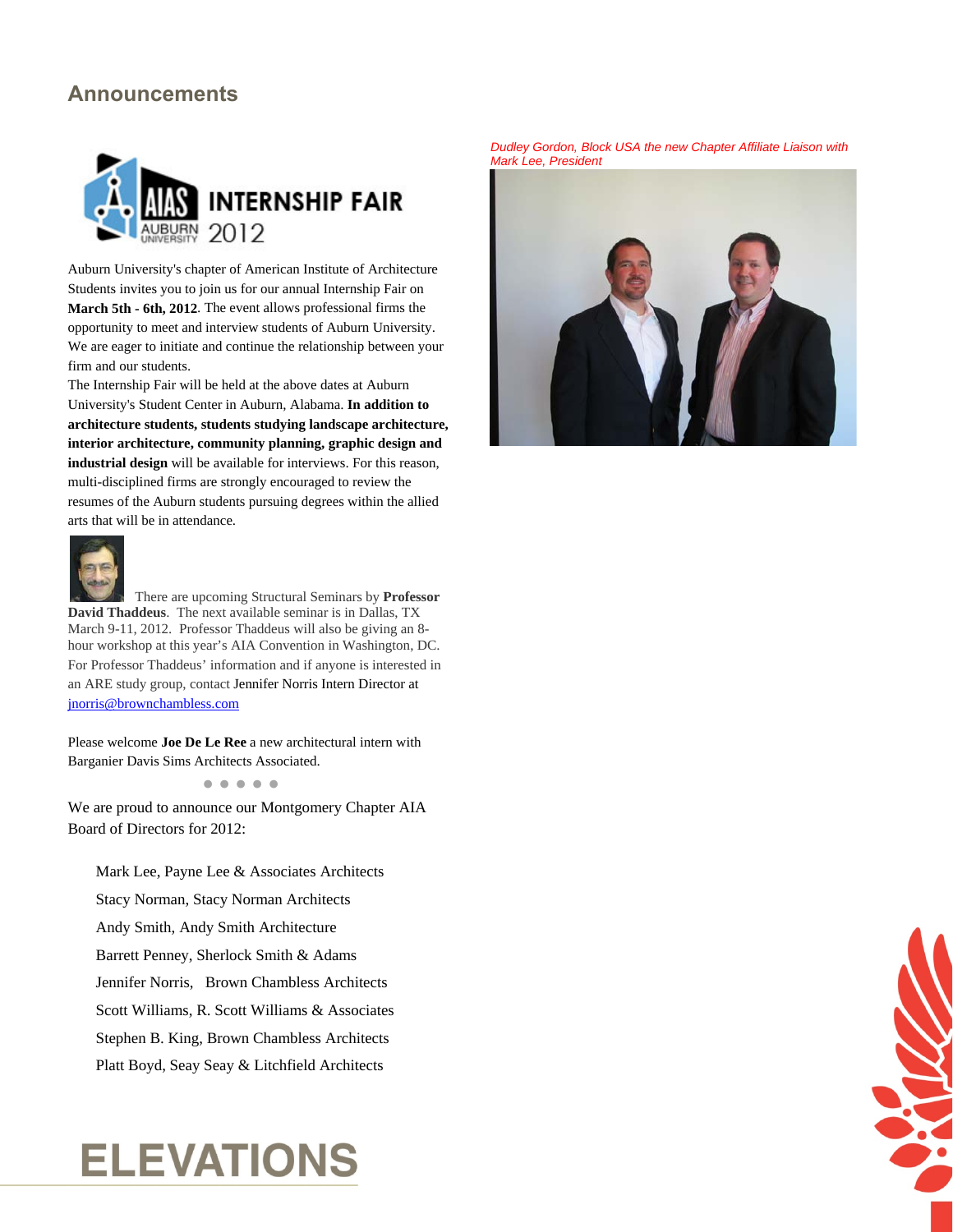## Announcements

AIAS AUBURN UNIVERSITY INTERNSHIP FAIR 2012

Auburn University's chapter of American Institute of Architecture Students invites you to join us for our annual Internship Fair on **March 5th - 6th, 2012**. The event allows professional firms the opportunity to meet and interview students of Auburn University. We are eager to initiate and continue the relationship between your firm and our students.

The Internship Fair will be held at the above dates at Auburn University's Student Center in Auburn, Alabama. **In addition to architecture students, students studying landscape architecture, interior architecture, community planning, graphic design and industrial design** will be available for interviews. For this reason, multi-disciplined firms are strongly encouraged to review the resumes of the Auburn students pursuing degrees within the allied arts that will be in attendance.

There are upcoming Structural Seminars by **Professor David Thaddeus**. The next available seminar is in Dallas, TX March 9-11, 2012. Professor Thaddeus will also be giving an 8-hour workshop at this year's AIA Convention in Washington, DC. For Professor Thaddeus' information and if anyone is interested in an ARE study group, contact Jennifer Norris Intern Director at jnorris@brownchambless.com

Please welcome **Joe De Le Ree** a new architectural intern with Barganier Davis Sims Architects Associated.

• • • • •

We are proud to announce our Montgomery Chapter AIA Board of Directors for 2012:

Mark Lee, Payne Lee & Associates Architects
Stacy Norman, Stacy Norman Architects
Andy Smith, Andy Smith Architecture
Barrett Penney, Sherlock Smith & Adams
Jennifer Norris, Brown Chambless Architects
Scott Williams, R. Scott Williams & Associates
Stephen B. King, Brown Chambless Architects
Platt Boyd, Seay Seay & Litchfield Architects

*Dudley Gordon, Block USA the new Chapter Affiliate Liaison with Mark Lee, President*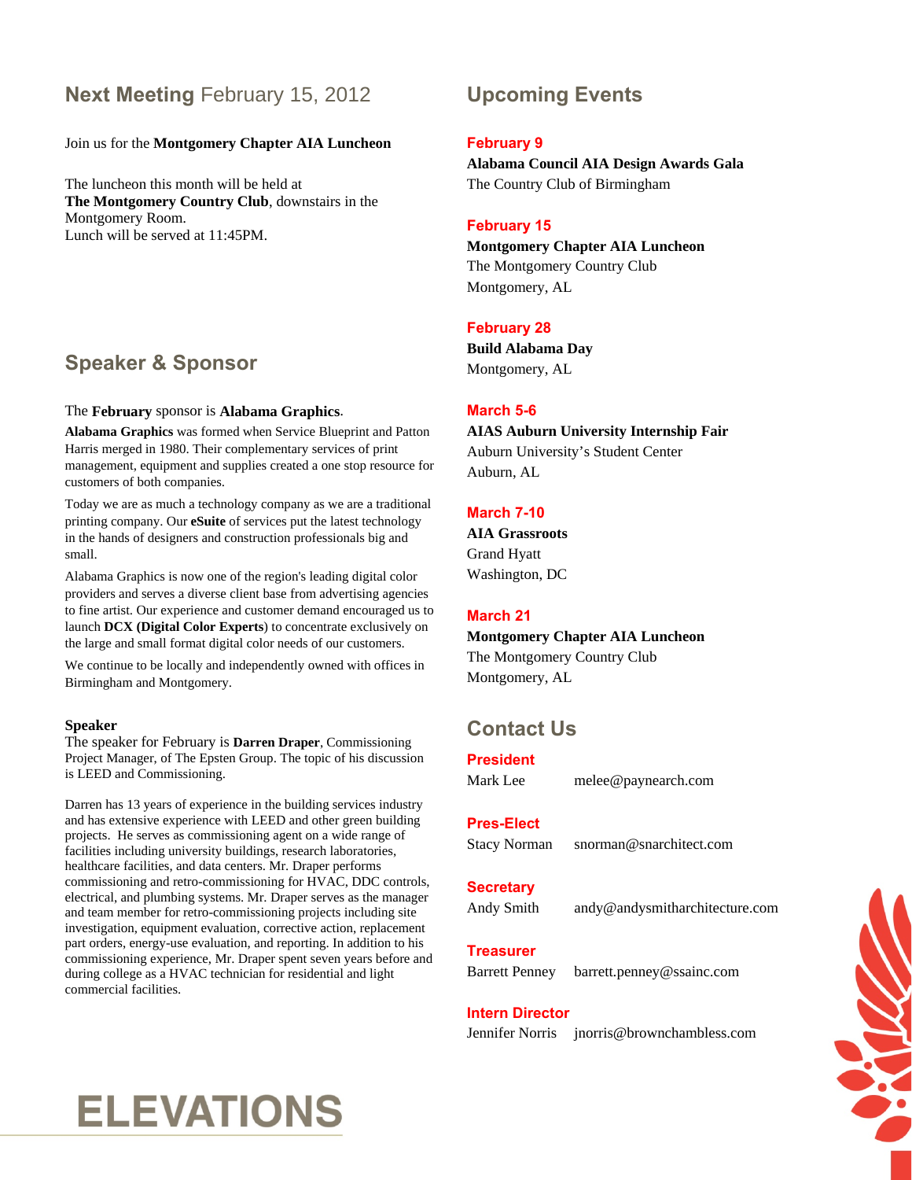## **Next Meeting** February 15, 2012

Join us for the **Montgomery Chapter AIA Luncheon**

The luncheon this month will be held at
**The Montgomery Country Club**, downstairs in the Montgomery Room.
Lunch will be served at 11:45PM.

## Speaker & Sponsor

The **February** sponsor is **Alabama Graphics**.

**Alabama Graphics** was formed when Service Blueprint and Patton Harris merged in 1980. Their complementary services of print management, equipment and supplies created a one stop resource for customers of both companies.

Today we are as much a technology company as we are a traditional printing company. Our **eSuite** of services put the latest technology in the hands of designers and construction professionals big and small.

Alabama Graphics is now one of the region's leading digital color providers and serves a diverse client base from advertising agencies to fine artist. Our experience and customer demand encouraged us to launch **DCX (Digital Color Experts**) to concentrate exclusively on the large and small format digital color needs of our customers.

We continue to be locally and independently owned with offices in Birmingham and Montgomery.

**Speaker**
The speaker for February is **Darren Draper**, Commissioning Project Manager, of The Epsten Group. The topic of his discussion is LEED and Commissioning.

Darren has 13 years of experience in the building services industry and has extensive experience with LEED and other green building projects. He serves as commissioning agent on a wide range of facilities including university buildings, research laboratories, healthcare facilities, and data centers. Mr. Draper performs commissioning and retro-commissioning for HVAC, DDC controls, electrical, and plumbing systems. Mr. Draper serves as the manager and team member for retro-commissioning projects including site investigation, equipment evaluation, corrective action, replacement part orders, energy-use evaluation, and reporting. In addition to his commissioning experience, Mr. Draper spent seven years before and during college as a HVAC technician for residential and light commercial facilities.

## Upcoming Events

**February 9**
**Alabama Council AIA Design Awards Gala**
The Country Club of Birmingham

**February 15**
**Montgomery Chapter AIA Luncheon**
The Montgomery Country Club
Montgomery, AL

**February 28**
**Build Alabama Day**
Montgomery, AL

**March 5-6**
**AIAS Auburn University Internship Fair**
Auburn University's Student Center
Auburn, AL

**March 7-10**
**AIA Grassroots**
Grand Hyatt
Washington, DC

**March 21**
**Montgomery Chapter AIA Luncheon**
The Montgomery Country Club
Montgomery, AL

## Contact Us

**President**
Mark Lee melee@paynearch.com

**Pres-Elect**
Stacy Norman snorman@snarchitect.com

**Secretary**
Andy Smith andy@andysmitharchitecture.com

**Treasurer**
Barrett Penney barrett.penney@ssainc.com

**Intern Director**
Jennifer Norris jnorris@brownchambless.com

# ELEVATIONS